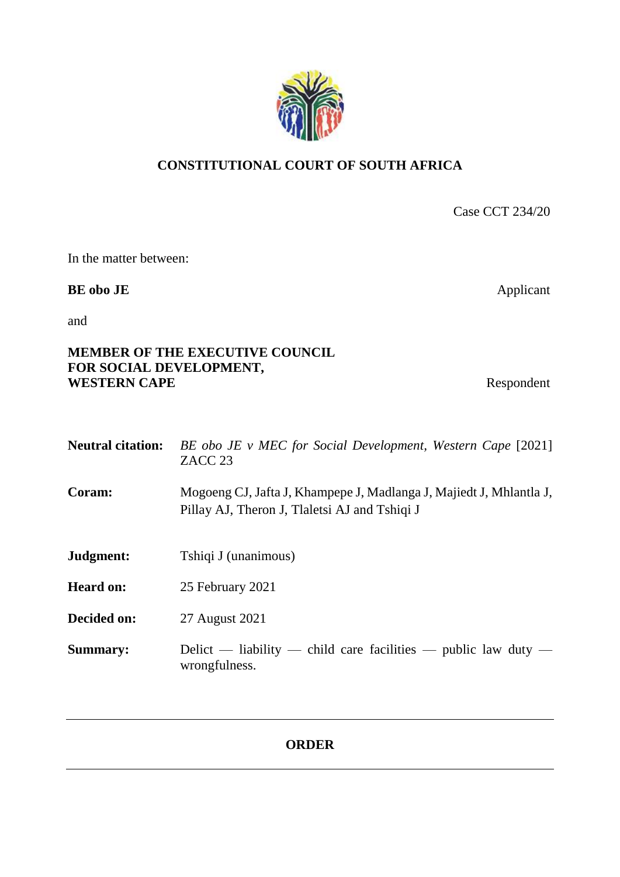**CONSTITUTIONAL COURT OF SOUTH AFRICA**

Case CCT 234/20

In the matter between:

**BE obo JE** Applicant

and

**MEMBER OF THE EXECUTIVE COUNCIL FOR SOCIAL DEVELOPMENT, WESTERN CAPE** Respondent

**Neutral citation:** *BE obo JE v MEC for Social Development, Western Cape* [2021] ZACC 23

**Coram:** Mogoeng CJ, Jafta J, Khampepe J, Madlanga J, Majiedt J, Mhlantla J, Pillay AJ, Theron J, Tlaletsi AJ and Tshiqi J

**Judgment:** Tshiqi J (unanimous)

**Heard on:** 25 February 2021

**Decided on:** 27 August 2021

**Summary:** Delict — liability — child care facilities — public law duty — wrongfulness.

---

**ORDER**

---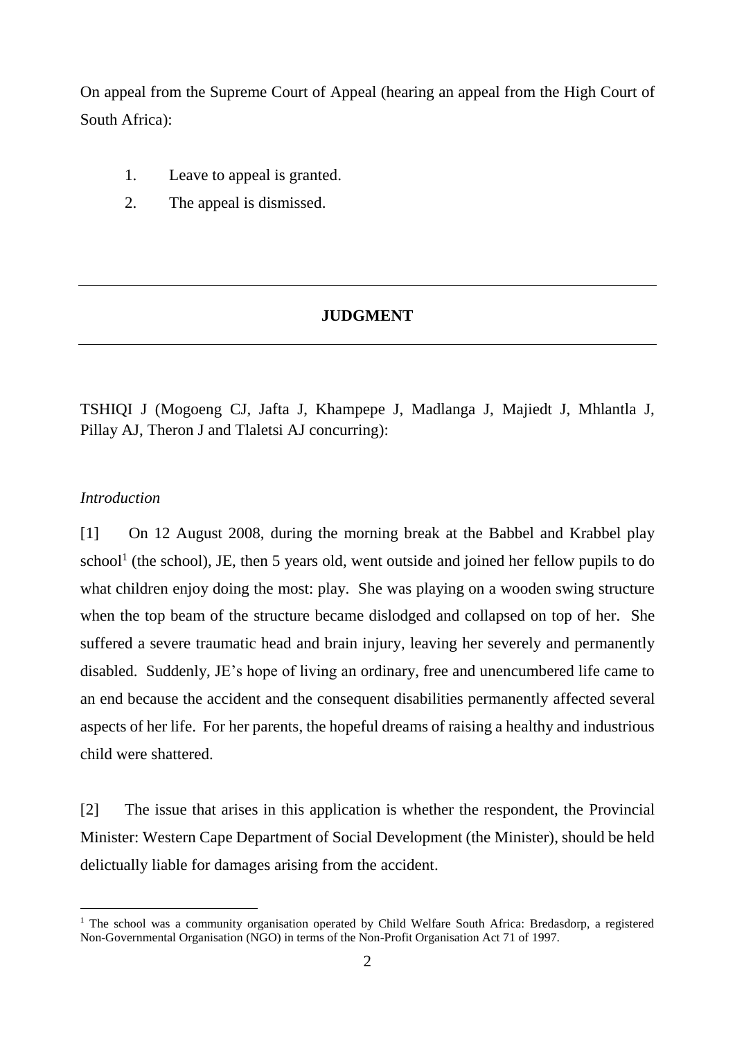On appeal from the Supreme Court of Appeal (hearing an appeal from the High Court of South Africa):

1. Leave to appeal is granted.
2. The appeal is dismissed.

---

**JUDGMENT**

---

TSHIQI J (Mogoeng CJ, Jafta J, Khampepe J, Madlanga J, Majiedt J, Mhlantla J, Pillay AJ, Theron J and Tlaletsi AJ concurring):

*Introduction*

[1] On 12 August 2008, during the morning break at the Babbel and Krabbel play school[1] (the school), JE, then 5 years old, went outside and joined her fellow pupils to do what children enjoy doing the most: play. She was playing on a wooden swing structure when the top beam of the structure became dislodged and collapsed on top of her. She suffered a severe traumatic head and brain injury, leaving her severely and permanently disabled. Suddenly, JE's hope of living an ordinary, free and unencumbered life came to an end because the accident and the consequent disabilities permanently affected several aspects of her life. For her parents, the hopeful dreams of raising a healthy and industrious child were shattered.

[2] The issue that arises in this application is whether the respondent, the Provincial Minister: Western Cape Department of Social Development (the Minister), should be held delictually liable for damages arising from the accident.

[1] The school was a community organisation operated by Child Welfare South Africa: Bredasdorp, a registered Non-Governmental Organisation (NGO) in terms of the Non-Profit Organisation Act 71 of 1997.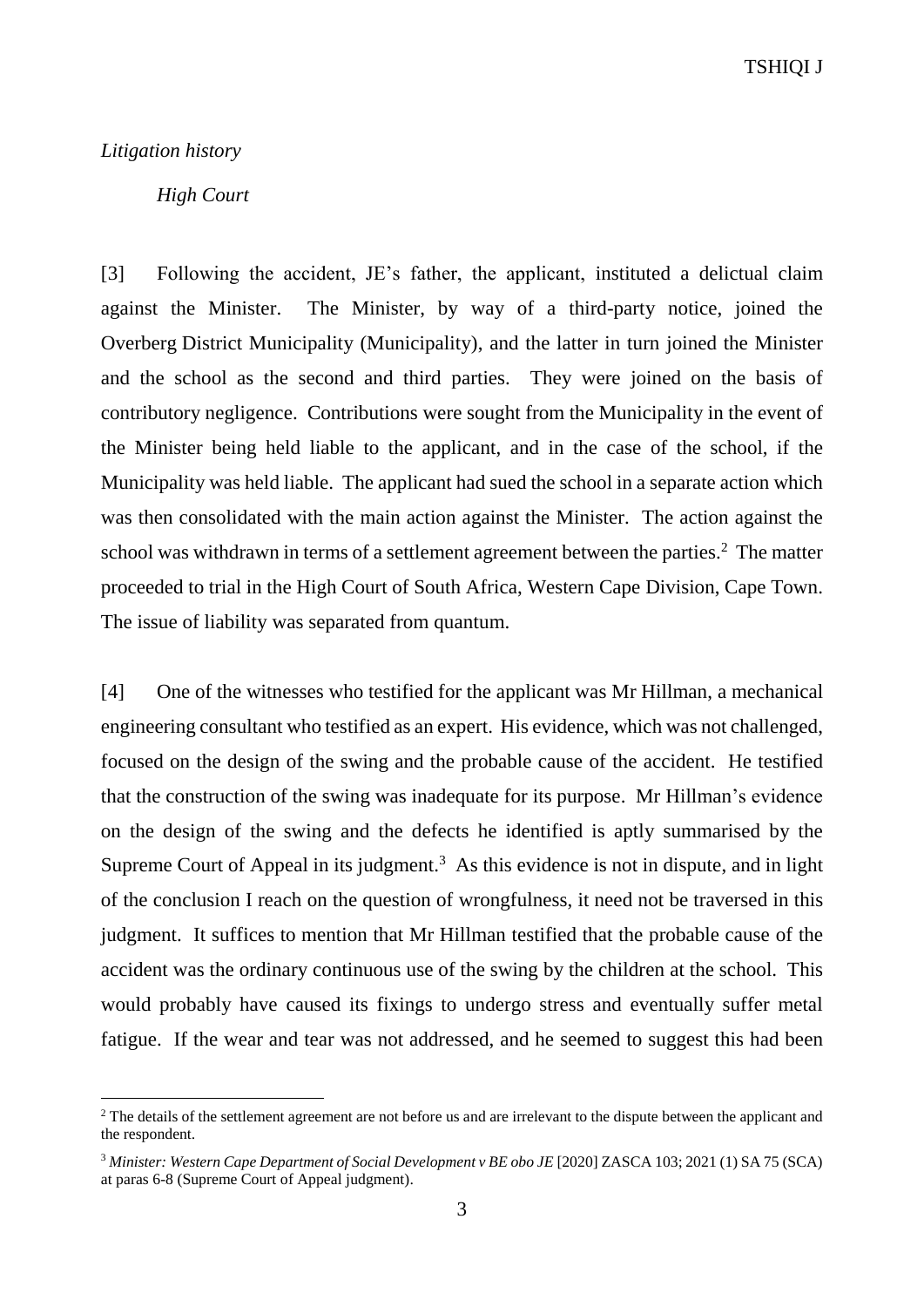*Litigation history*

*High Court*

[3] Following the accident, JE's father, the applicant, instituted a delictual claim against the Minister. The Minister, by way of a third-party notice, joined the Overberg District Municipality (Municipality), and the latter in turn joined the Minister and the school as the second and third parties. They were joined on the basis of contributory negligence. Contributions were sought from the Municipality in the event of the Minister being held liable to the applicant, and in the case of the school, if the Municipality was held liable. The applicant had sued the school in a separate action which was then consolidated with the main action against the Minister. The action against the school was withdrawn in terms of a settlement agreement between the parties.[2] The matter proceeded to trial in the High Court of South Africa, Western Cape Division, Cape Town. The issue of liability was separated from quantum.

[4] One of the witnesses who testified for the applicant was Mr Hillman, a mechanical engineering consultant who testified as an expert. His evidence, which was not challenged, focused on the design of the swing and the probable cause of the accident. He testified that the construction of the swing was inadequate for its purpose. Mr Hillman's evidence on the design of the swing and the defects he identified is aptly summarised by the Supreme Court of Appeal in its judgment.[3] As this evidence is not in dispute, and in light of the conclusion I reach on the question of wrongfulness, it need not be traversed in this judgment. It suffices to mention that Mr Hillman testified that the probable cause of the accident was the ordinary continuous use of the swing by the children at the school. This would probably have caused its fixings to undergo stress and eventually suffer metal fatigue. If the wear and tear was not addressed, and he seemed to suggest this had been

---

[2] The details of the settlement agreement are not before us and are irrelevant to the dispute between the applicant and the respondent.

[3] *Minister: Western Cape Department of Social Development v BE obo JE* [2020] ZASCA 103; 2021 (1) SA 75 (SCA) at paras 6-8 (Supreme Court of Appeal judgment).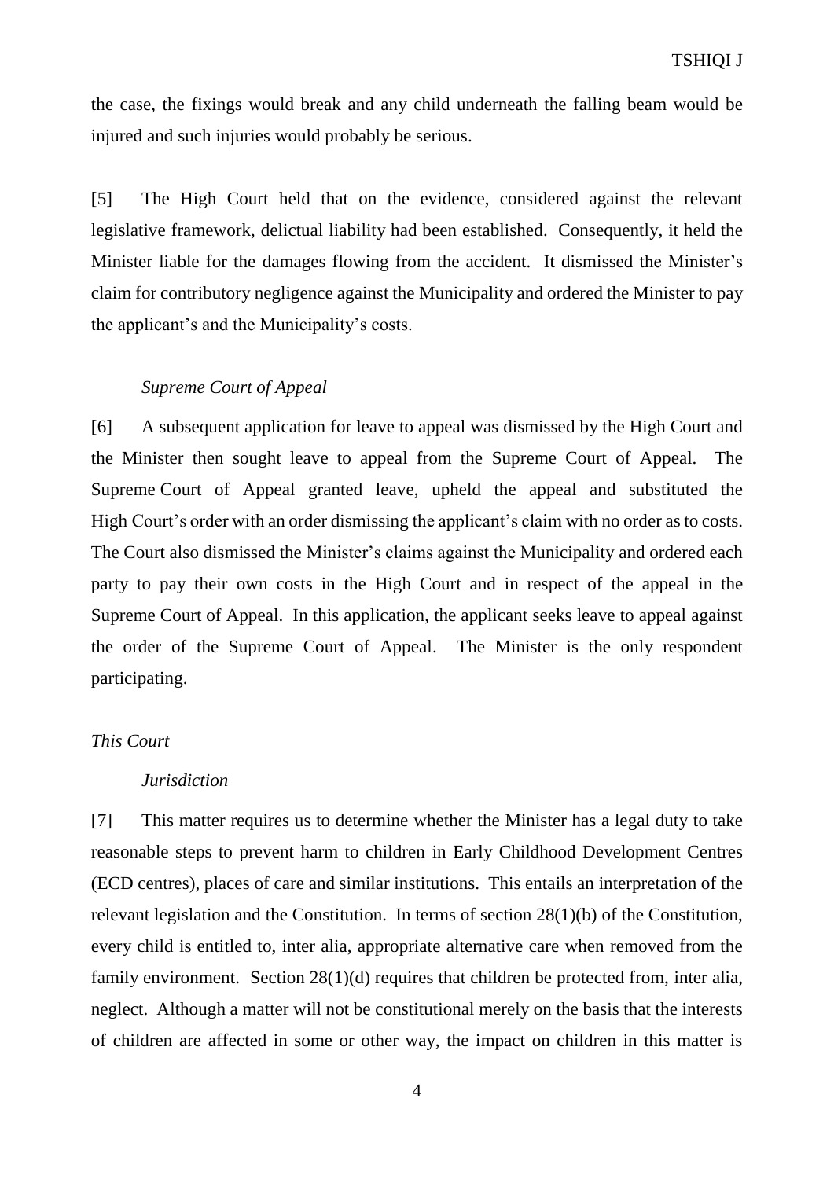the case, the fixings would break and any child underneath the falling beam would be injured and such injuries would probably be serious.

[5] The High Court held that on the evidence, considered against the relevant legislative framework, delictual liability had been established. Consequently, it held the Minister liable for the damages flowing from the accident. It dismissed the Minister's claim for contributory negligence against the Municipality and ordered the Minister to pay the applicant's and the Municipality's costs.

### *Supreme Court of Appeal*

[6] A subsequent application for leave to appeal was dismissed by the High Court and the Minister then sought leave to appeal from the Supreme Court of Appeal. The Supreme Court of Appeal granted leave, upheld the appeal and substituted the High Court's order with an order dismissing the applicant's claim with no order as to costs. The Court also dismissed the Minister's claims against the Municipality and ordered each party to pay their own costs in the High Court and in respect of the appeal in the Supreme Court of Appeal. In this application, the applicant seeks leave to appeal against the order of the Supreme Court of Appeal. The Minister is the only respondent participating.

## *This Court*

### *Jurisdiction*

[7] This matter requires us to determine whether the Minister has a legal duty to take reasonable steps to prevent harm to children in Early Childhood Development Centres (ECD centres), places of care and similar institutions. This entails an interpretation of the relevant legislation and the Constitution. In terms of section 28(1)(b) of the Constitution, every child is entitled to, inter alia, appropriate alternative care when removed from the family environment. Section 28(1)(d) requires that children be protected from, inter alia, neglect. Although a matter will not be constitutional merely on the basis that the interests of children are affected in some or other way, the impact on children in this matter is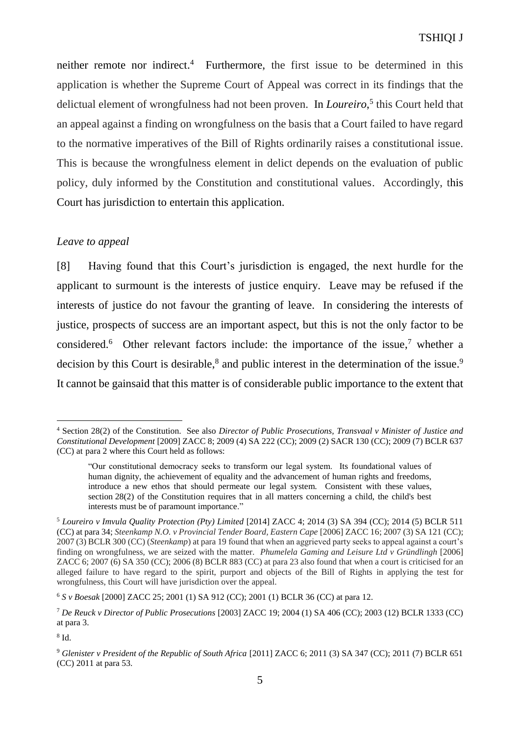neither remote nor indirect.[4] Furthermore, the first issue to be determined in this application is whether the Supreme Court of Appeal was correct in its findings that the delictual element of wrongfulness had not been proven. In ***Loureiro***,[5] this Court held that an appeal against a finding on wrongfulness on the basis that a Court failed to have regard to the normative imperatives of the Bill of Rights ordinarily raises a constitutional issue. This is because the wrongfulness element in delict depends on the evaluation of public policy, duly informed by the Constitution and constitutional values. Accordingly, this Court has jurisdiction to entertain this application.

*Leave to appeal*

[8] Having found that this Court's jurisdiction is engaged, the next hurdle for the applicant to surmount is the interests of justice enquiry. Leave may be refused if the interests of justice do not favour the granting of leave. In considering the interests of justice, prospects of success are an important aspect, but this is not the only factor to be considered.[6] Other relevant factors include: the importance of the issue,[7] whether a decision by this Court is desirable,[8] and public interest in the determination of the issue.[9] It cannot be gainsaid that this matter is of considerable public importance to the extent that

---

[4] Section 28(2) of the Constitution. See also *Director of Public Prosecutions, Transvaal v Minister of Justice and Constitutional Development* [2009] ZACC 8; 2009 (4) SA 222 (CC); 2009 (2) SACR 130 (CC); 2009 (7) BCLR 637 (CC) at para 2 where this Court held as follows:

> "Our constitutional democracy seeks to transform our legal system. Its foundational values of human dignity, the achievement of equality and the advancement of human rights and freedoms, introduce a new ethos that should permeate our legal system. Consistent with these values, section 28(2) of the Constitution requires that in all matters concerning a child, the child's best interests must be of paramount importance."

[5] *Loureiro v Imvula Quality Protection (Pty) Limited* [2014] ZACC 4; 2014 (3) SA 394 (CC); 2014 (5) BCLR 511 (CC) at para 34; *Steenkamp N.O. v Provincial Tender Board, Eastern Cape* [2006] ZACC 16; 2007 (3) SA 121 (CC); 2007 (3) BCLR 300 (CC) (*Steenkamp*) at para 19 found that when an aggrieved party seeks to appeal against a court's finding on wrongfulness, we are seized with the matter. *Phumelela Gaming and Leisure Ltd v Gründlingh* [2006] ZACC 6; 2007 (6) SA 350 (CC); 2006 (8) BCLR 883 (CC) at para 23 also found that when a court is criticised for an alleged failure to have regard to the spirit, purport and objects of the Bill of Rights in applying the test for wrongfulness, this Court will have jurisdiction over the appeal.

[6] *S v Boesak* [2000] ZACC 25; 2001 (1) SA 912 (CC); 2001 (1) BCLR 36 (CC) at para 12.

[7] *De Reuck v Director of Public Prosecutions* [2003] ZACC 19; 2004 (1) SA 406 (CC); 2003 (12) BCLR 1333 (CC) at para 3.

[8] Id.

[9] *Glenister v President of the Republic of South Africa* [2011] ZACC 6; 2011 (3) SA 347 (CC); 2011 (7) BCLR 651 (CC) 2011 at para 53.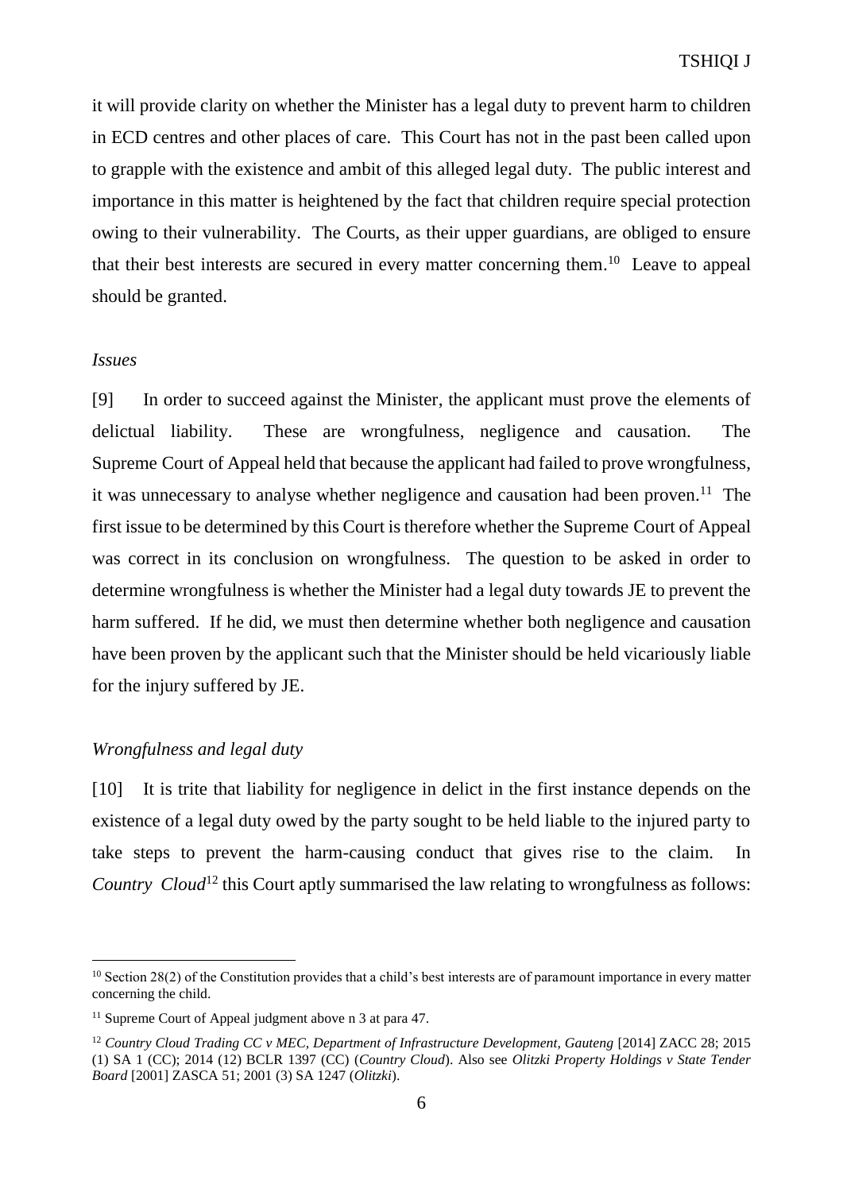it will provide clarity on whether the Minister has a legal duty to prevent harm to children in ECD centres and other places of care. This Court has not in the past been called upon to grapple with the existence and ambit of this alleged legal duty. The public interest and importance in this matter is heightened by the fact that children require special protection owing to their vulnerability. The Courts, as their upper guardians, are obliged to ensure that their best interests are secured in every matter concerning them.[10] Leave to appeal should be granted.

*Issues*

[9] In order to succeed against the Minister, the applicant must prove the elements of delictual liability. These are wrongfulness, negligence and causation. The Supreme Court of Appeal held that because the applicant had failed to prove wrongfulness, it was unnecessary to analyse whether negligence and causation had been proven.[11] The first issue to be determined by this Court is therefore whether the Supreme Court of Appeal was correct in its conclusion on wrongfulness. The question to be asked in order to determine wrongfulness is whether the Minister had a legal duty towards JE to prevent the harm suffered. If he did, we must then determine whether both negligence and causation have been proven by the applicant such that the Minister should be held vicariously liable for the injury suffered by JE.

*Wrongfulness and legal duty*

[10] It is trite that liability for negligence in delict in the first instance depends on the existence of a legal duty owed by the party sought to be held liable to the injured party to take steps to prevent the harm-causing conduct that gives rise to the claim. In *Country Cloud*[12] this Court aptly summarised the law relating to wrongfulness as follows:

---

[10] Section 28(2) of the Constitution provides that a child's best interests are of paramount importance in every matter concerning the child.

[11] Supreme Court of Appeal judgment above n 3 at para 47.

[12] *Country Cloud Trading CC v MEC, Department of Infrastructure Development, Gauteng* [2014] ZACC 28; 2015 (1) SA 1 (CC); 2014 (12) BCLR 1397 (CC) (*Country Cloud*). Also see *Olitzki Property Holdings v State Tender Board* [2001] ZASCA 51; 2001 (3) SA 1247 (*Olitzki*).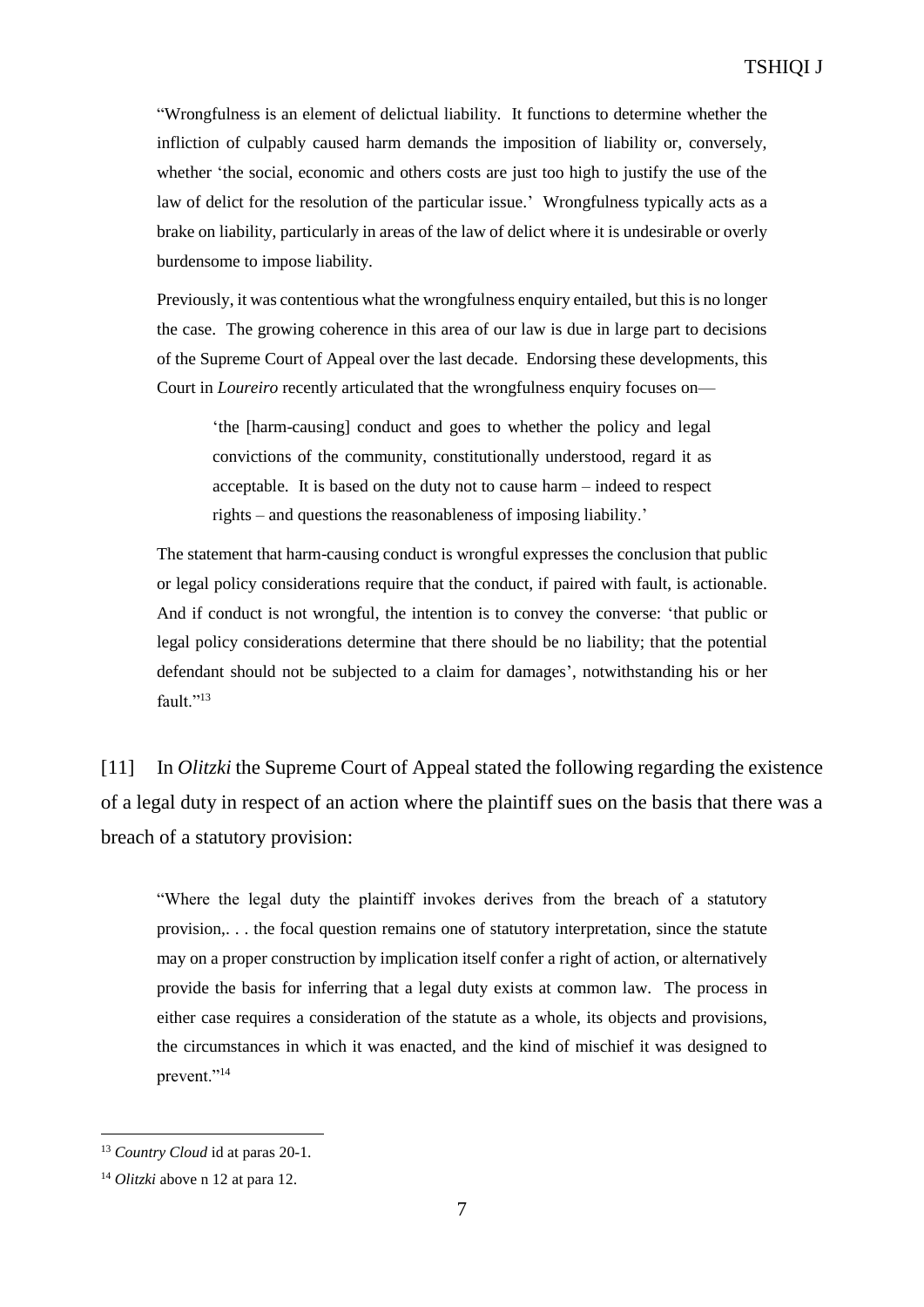> "Wrongfulness is an element of delictual liability. It functions to determine whether the infliction of culpably caused harm demands the imposition of liability or, conversely, whether 'the social, economic and others costs are just too high to justify the use of the law of delict for the resolution of the particular issue.' Wrongfulness typically acts as a brake on liability, particularly in areas of the law of delict where it is undesirable or overly burdensome to impose liability.
>
> Previously, it was contentious what the wrongfulness enquiry entailed, but this is no longer the case. The growing coherence in this area of our law is due in large part to decisions of the Supreme Court of Appeal over the last decade. Endorsing these developments, this Court in *Loureiro* recently articulated that the wrongfulness enquiry focuses on—
>
>> 'the [harm-causing] conduct and goes to whether the policy and legal convictions of the community, constitutionally understood, regard it as acceptable. It is based on the duty not to cause harm – indeed to respect rights – and questions the reasonableness of imposing liability.'
>
> The statement that harm-causing conduct is wrongful expresses the conclusion that public or legal policy considerations require that the conduct, if paired with fault, is actionable. And if conduct is not wrongful, the intention is to convey the converse: 'that public or legal policy considerations determine that there should be no liability; that the potential defendant should not be subjected to a claim for damages', notwithstanding his or her fault."[13]

[11] In *Olitzki* the Supreme Court of Appeal stated the following regarding the existence of a legal duty in respect of an action where the plaintiff sues on the basis that there was a breach of a statutory provision:

> "Where the legal duty the plaintiff invokes derives from the breach of a statutory provision,. . . the focal question remains one of statutory interpretation, since the statute may on a proper construction by implication itself confer a right of action, or alternatively provide the basis for inferring that a legal duty exists at common law. The process in either case requires a consideration of the statute as a whole, its objects and provisions, the circumstances in which it was enacted, and the kind of mischief it was designed to prevent."[14]

---

[13] *Country Cloud* id at paras 20-1.

[14] *Olitzki* above n 12 at para 12.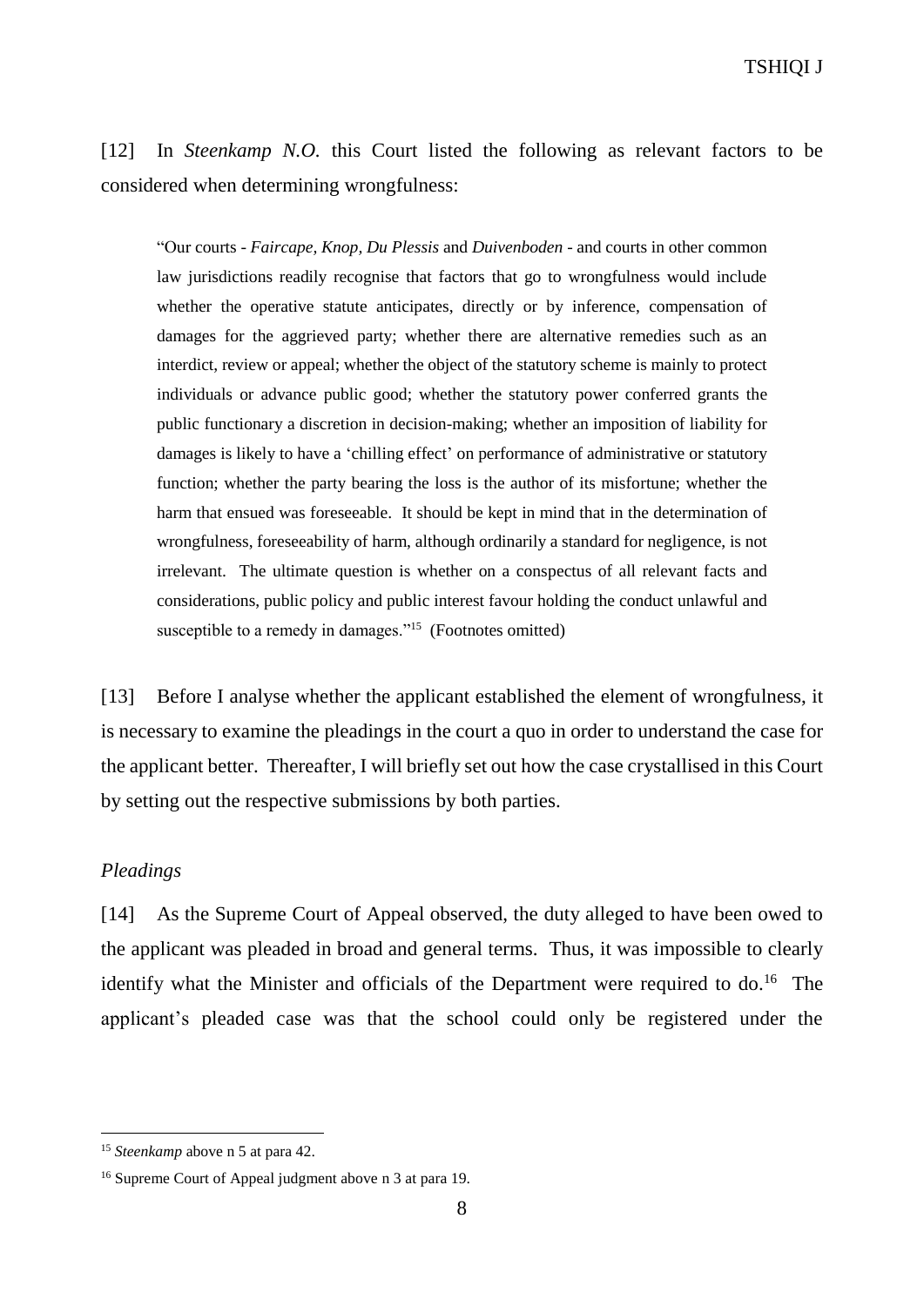[12] In *Steenkamp N.O.* this Court listed the following as relevant factors to be considered when determining wrongfulness:

> "Our courts - *Faircape, Knop, Du Plessis* and *Duivenboden* - and courts in other common law jurisdictions readily recognise that factors that go to wrongfulness would include whether the operative statute anticipates, directly or by inference, compensation of damages for the aggrieved party; whether there are alternative remedies such as an interdict, review or appeal; whether the object of the statutory scheme is mainly to protect individuals or advance public good; whether the statutory power conferred grants the public functionary a discretion in decision-making; whether an imposition of liability for damages is likely to have a 'chilling effect' on performance of administrative or statutory function; whether the party bearing the loss is the author of its misfortune; whether the harm that ensued was foreseeable. It should be kept in mind that in the determination of wrongfulness, foreseeability of harm, although ordinarily a standard for negligence, is not irrelevant. The ultimate question is whether on a conspectus of all relevant facts and considerations, public policy and public interest favour holding the conduct unlawful and susceptible to a remedy in damages."[15] (Footnotes omitted)

[13] Before I analyse whether the applicant established the element of wrongfulness, it is necessary to examine the pleadings in the court a quo in order to understand the case for the applicant better. Thereafter, I will briefly set out how the case crystallised in this Court by setting out the respective submissions by both parties.

*Pleadings*

[14] As the Supreme Court of Appeal observed, the duty alleged to have been owed to the applicant was pleaded in broad and general terms. Thus, it was impossible to clearly identify what the Minister and officials of the Department were required to do.[16] The applicant's pleaded case was that the school could only be registered under the

---

[15] *Steenkamp* above n 5 at para 42.

[16] Supreme Court of Appeal judgment above n 3 at para 19.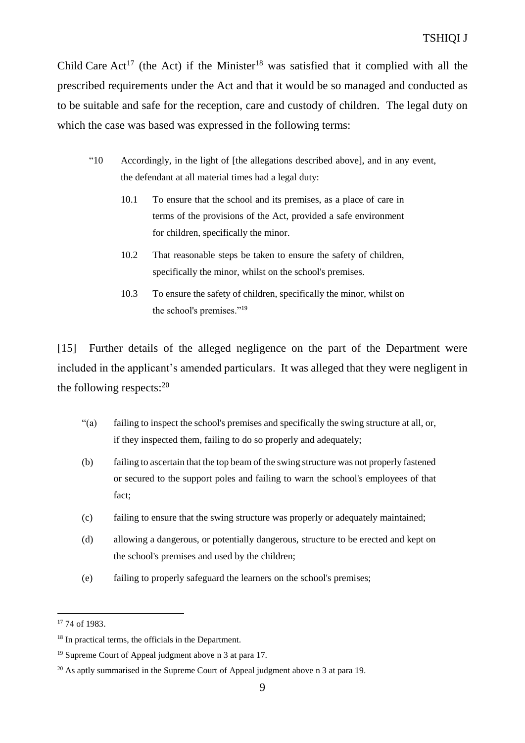Child Care Act[17] (the Act) if the Minister[18] was satisfied that it complied with all the prescribed requirements under the Act and that it would be so managed and conducted as to be suitable and safe for the reception, care and custody of children. The legal duty on which the case was based was expressed in the following terms:

> "10 Accordingly, in the light of [the allegations described above], and in any event, the defendant at all material times had a legal duty:
>
> 10.1 To ensure that the school and its premises, as a place of care in terms of the provisions of the Act, provided a safe environment for children, specifically the minor.
>
> 10.2 That reasonable steps be taken to ensure the safety of children, specifically the minor, whilst on the school's premises.
>
> 10.3 To ensure the safety of children, specifically the minor, whilst on the school's premises."[19]

[15] Further details of the alleged negligence on the part of the Department were included in the applicant's amended particulars. It was alleged that they were negligent in the following respects:[20]

> "(a) failing to inspect the school's premises and specifically the swing structure at all, or, if they inspected them, failing to do so properly and adequately;
>
> (b) failing to ascertain that the top beam of the swing structure was not properly fastened or secured to the support poles and failing to warn the school's employees of that fact;
>
> (c) failing to ensure that the swing structure was properly or adequately maintained;
>
> (d) allowing a dangerous, or potentially dangerous, structure to be erected and kept on the school's premises and used by the children;
>
> (e) failing to properly safeguard the learners on the school's premises;

---

[17] 74 of 1983.

[18] In practical terms, the officials in the Department.

[19] Supreme Court of Appeal judgment above n 3 at para 17.

[20] As aptly summarised in the Supreme Court of Appeal judgment above n 3 at para 19.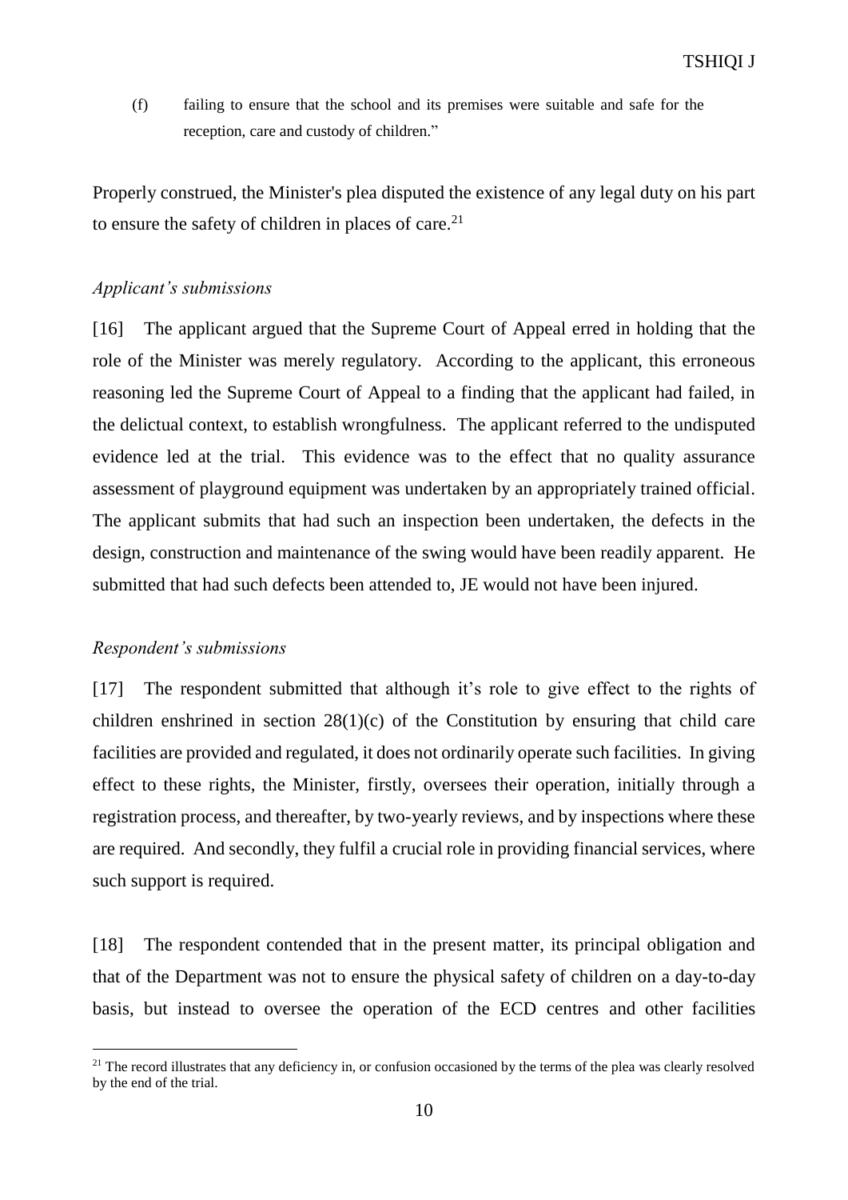(f) failing to ensure that the school and its premises were suitable and safe for the reception, care and custody of children."

Properly construed, the Minister's plea disputed the existence of any legal duty on his part to ensure the safety of children in places of care.[21]

*Applicant's submissions*

[16] The applicant argued that the Supreme Court of Appeal erred in holding that the role of the Minister was merely regulatory. According to the applicant, this erroneous reasoning led the Supreme Court of Appeal to a finding that the applicant had failed, in the delictual context, to establish wrongfulness. The applicant referred to the undisputed evidence led at the trial. This evidence was to the effect that no quality assurance assessment of playground equipment was undertaken by an appropriately trained official. The applicant submits that had such an inspection been undertaken, the defects in the design, construction and maintenance of the swing would have been readily apparent. He submitted that had such defects been attended to, JE would not have been injured.

*Respondent's submissions*

[17] The respondent submitted that although it's role to give effect to the rights of children enshrined in section 28(1)(c) of the Constitution by ensuring that child care facilities are provided and regulated, it does not ordinarily operate such facilities. In giving effect to these rights, the Minister, firstly, oversees their operation, initially through a registration process, and thereafter, by two-yearly reviews, and by inspections where these are required. And secondly, they fulfil a crucial role in providing financial services, where such support is required.

[18] The respondent contended that in the present matter, its principal obligation and that of the Department was not to ensure the physical safety of children on a day-to-day basis, but instead to oversee the operation of the ECD centres and other facilities

---

[21] The record illustrates that any deficiency in, or confusion occasioned by the terms of the plea was clearly resolved by the end of the trial.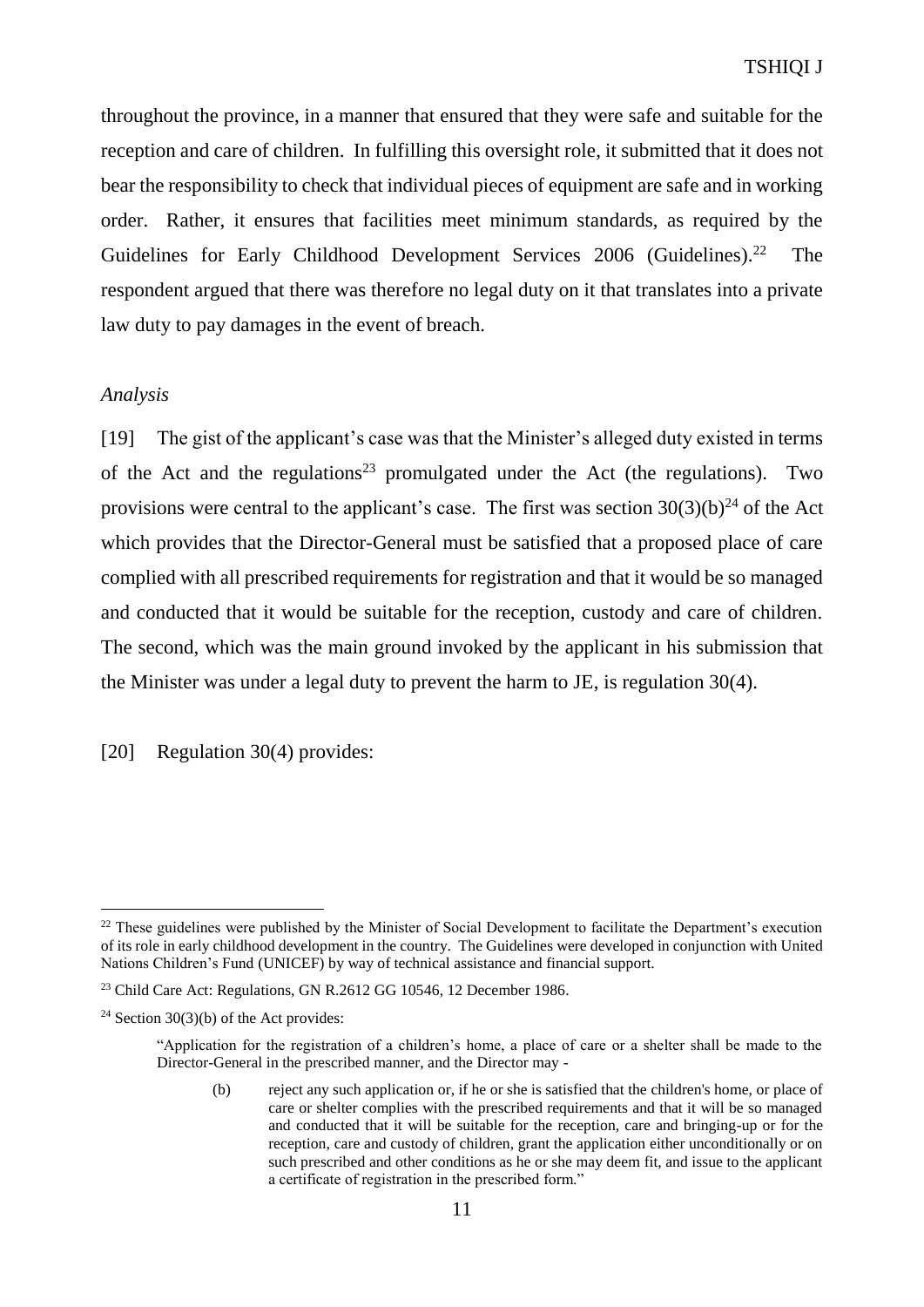throughout the province, in a manner that ensured that they were safe and suitable for the reception and care of children. In fulfilling this oversight role, it submitted that it does not bear the responsibility to check that individual pieces of equipment are safe and in working order. Rather, it ensures that facilities meet minimum standards, as required by the Guidelines for Early Childhood Development Services 2006 (Guidelines).[22] The respondent argued that there was therefore no legal duty on it that translates into a private law duty to pay damages in the event of breach.

*Analysis*

[19] The gist of the applicant's case was that the Minister's alleged duty existed in terms of the Act and the regulations[23] promulgated under the Act (the regulations). Two provisions were central to the applicant's case. The first was section 30(3)(b)[24] of the Act which provides that the Director-General must be satisfied that a proposed place of care complied with all prescribed requirements for registration and that it would be so managed and conducted that it would be suitable for the reception, custody and care of children. The second, which was the main ground invoked by the applicant in his submission that the Minister was under a legal duty to prevent the harm to JE, is regulation 30(4).

[20] Regulation 30(4) provides:

---

[22] These guidelines were published by the Minister of Social Development to facilitate the Department's execution of its role in early childhood development in the country. The Guidelines were developed in conjunction with United Nations Children's Fund (UNICEF) by way of technical assistance and financial support.

[23] Child Care Act: Regulations, GN R.2612 GG 10546, 12 December 1986.

[24] Section 30(3)(b) of the Act provides:

> "Application for the registration of a children's home, a place of care or a shelter shall be made to the Director-General in the prescribed manner, and the Director may -
>
> (b) reject any such application or, if he or she is satisfied that the children's home, or place of care or shelter complies with the prescribed requirements and that it will be so managed and conducted that it will be suitable for the reception, care and bringing-up or for the reception, care and custody of children, grant the application either unconditionally or on such prescribed and other conditions as he or she may deem fit, and issue to the applicant a certificate of registration in the prescribed form."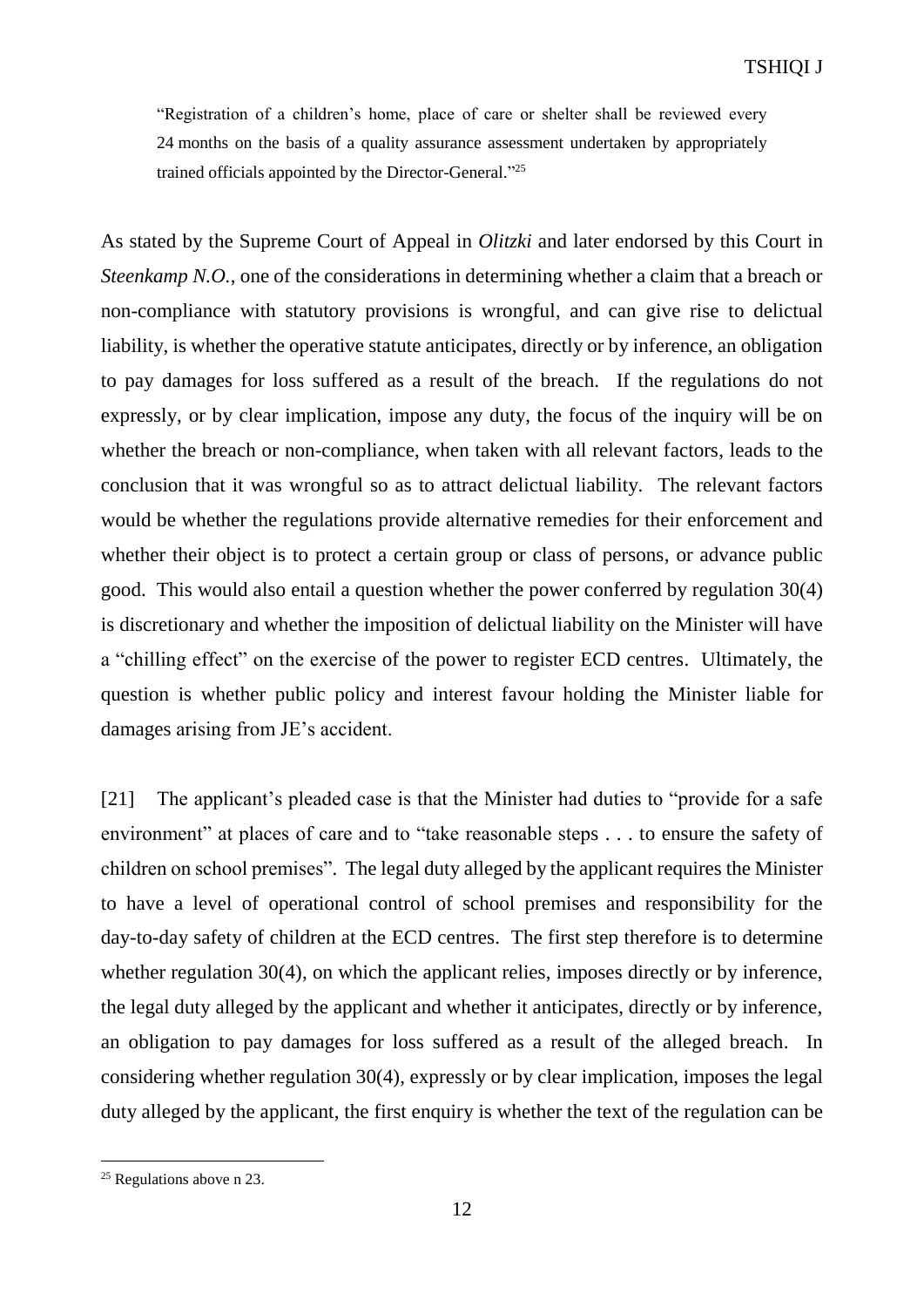> "Registration of a children's home, place of care or shelter shall be reviewed every 24 months on the basis of a quality assurance assessment undertaken by appropriately trained officials appointed by the Director-General."[25]

As stated by the Supreme Court of Appeal in *Olitzki* and later endorsed by this Court in *Steenkamp N.O.*, one of the considerations in determining whether a claim that a breach or non-compliance with statutory provisions is wrongful, and can give rise to delictual liability, is whether the operative statute anticipates, directly or by inference, an obligation to pay damages for loss suffered as a result of the breach. If the regulations do not expressly, or by clear implication, impose any duty, the focus of the inquiry will be on whether the breach or non-compliance, when taken with all relevant factors, leads to the conclusion that it was wrongful so as to attract delictual liability. The relevant factors would be whether the regulations provide alternative remedies for their enforcement and whether their object is to protect a certain group or class of persons, or advance public good. This would also entail a question whether the power conferred by regulation 30(4) is discretionary and whether the imposition of delictual liability on the Minister will have a "chilling effect" on the exercise of the power to register ECD centres. Ultimately, the question is whether public policy and interest favour holding the Minister liable for damages arising from JE's accident.

[21] The applicant's pleaded case is that the Minister had duties to "provide for a safe environment" at places of care and to "take reasonable steps . . . to ensure the safety of children on school premises". The legal duty alleged by the applicant requires the Minister to have a level of operational control of school premises and responsibility for the day-to-day safety of children at the ECD centres. The first step therefore is to determine whether regulation 30(4), on which the applicant relies, imposes directly or by inference, the legal duty alleged by the applicant and whether it anticipates, directly or by inference, an obligation to pay damages for loss suffered as a result of the alleged breach. In considering whether regulation 30(4), expressly or by clear implication, imposes the legal duty alleged by the applicant, the first enquiry is whether the text of the regulation can be

[25] Regulations above n 23.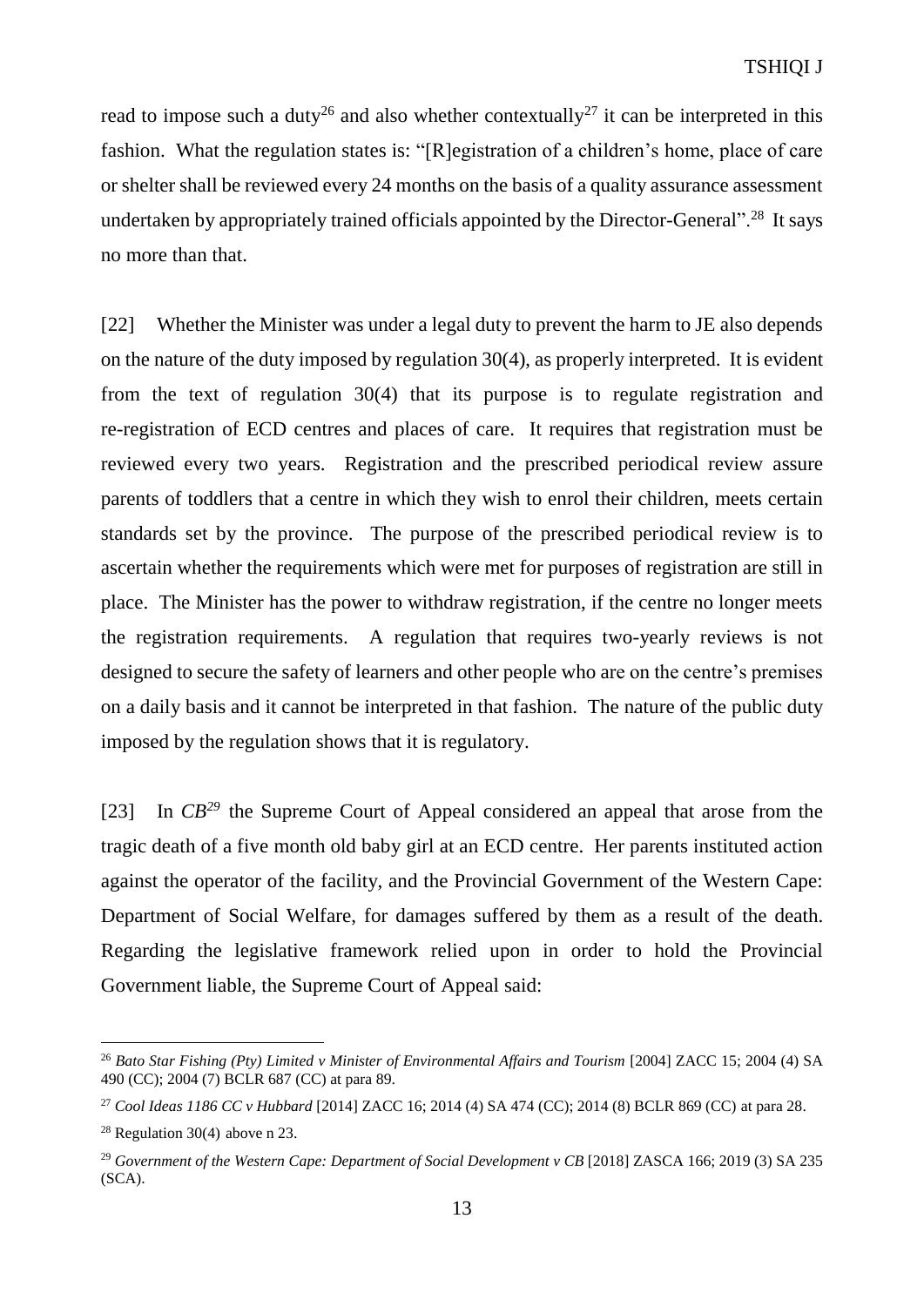read to impose such a duty[26] and also whether contextually[27] it can be interpreted in this fashion. What the regulation states is: "[R]egistration of a children's home, place of care or shelter shall be reviewed every 24 months on the basis of a quality assurance assessment undertaken by appropriately trained officials appointed by the Director-General".[28] It says no more than that.

[22] Whether the Minister was under a legal duty to prevent the harm to JE also depends on the nature of the duty imposed by regulation 30(4), as properly interpreted. It is evident from the text of regulation 30(4) that its purpose is to regulate registration and re-registration of ECD centres and places of care. It requires that registration must be reviewed every two years. Registration and the prescribed periodical review assure parents of toddlers that a centre in which they wish to enrol their children, meets certain standards set by the province. The purpose of the prescribed periodical review is to ascertain whether the requirements which were met for purposes of registration are still in place. The Minister has the power to withdraw registration, if the centre no longer meets the registration requirements. A regulation that requires two-yearly reviews is not designed to secure the safety of learners and other people who are on the centre's premises on a daily basis and it cannot be interpreted in that fashion. The nature of the public duty imposed by the regulation shows that it is regulatory.

[23] In *CB*[29] the Supreme Court of Appeal considered an appeal that arose from the tragic death of a five month old baby girl at an ECD centre. Her parents instituted action against the operator of the facility, and the Provincial Government of the Western Cape: Department of Social Welfare, for damages suffered by them as a result of the death. Regarding the legislative framework relied upon in order to hold the Provincial Government liable, the Supreme Court of Appeal said:

---

[26] *Bato Star Fishing (Pty) Limited v Minister of Environmental Affairs and Tourism* [2004] ZACC 15; 2004 (4) SA 490 (CC); 2004 (7) BCLR 687 (CC) at para 89.

[27] *Cool Ideas 1186 CC v Hubbard* [2014] ZACC 16; 2014 (4) SA 474 (CC); 2014 (8) BCLR 869 (CC) at para 28.

[28] Regulation 30(4) above n 23.

[29] *Government of the Western Cape: Department of Social Development v CB* [2018] ZASCA 166; 2019 (3) SA 235 (SCA).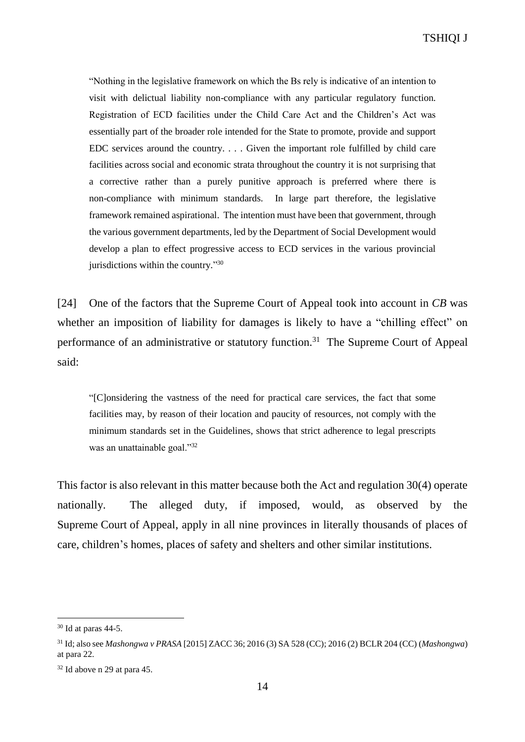> "Nothing in the legislative framework on which the Bs rely is indicative of an intention to visit with delictual liability non-compliance with any particular regulatory function. Registration of ECD facilities under the Child Care Act and the Children's Act was essentially part of the broader role intended for the State to promote, provide and support EDC services around the country. . . . Given the important role fulfilled by child care facilities across social and economic strata throughout the country it is not surprising that a corrective rather than a purely punitive approach is preferred where there is non-compliance with minimum standards. In large part therefore, the legislative framework remained aspirational. The intention must have been that government, through the various government departments, led by the Department of Social Development would develop a plan to effect progressive access to ECD services in the various provincial jurisdictions within the country."[30]

[24] One of the factors that the Supreme Court of Appeal took into account in *CB* was whether an imposition of liability for damages is likely to have a "chilling effect" on performance of an administrative or statutory function.[31] The Supreme Court of Appeal said:

> "[C]onsidering the vastness of the need for practical care services, the fact that some facilities may, by reason of their location and paucity of resources, not comply with the minimum standards set in the Guidelines, shows that strict adherence to legal prescripts was an unattainable goal."[32]

This factor is also relevant in this matter because both the Act and regulation 30(4) operate nationally. The alleged duty, if imposed, would, as observed by the Supreme Court of Appeal, apply in all nine provinces in literally thousands of places of care, children's homes, places of safety and shelters and other similar institutions.

---

[30] Id at paras 44-5.

[31] Id; also see *Mashongwa v PRASA* [2015] ZACC 36; 2016 (3) SA 528 (CC); 2016 (2) BCLR 204 (CC) (*Mashongwa*) at para 22.

[32] Id above n 29 at para 45.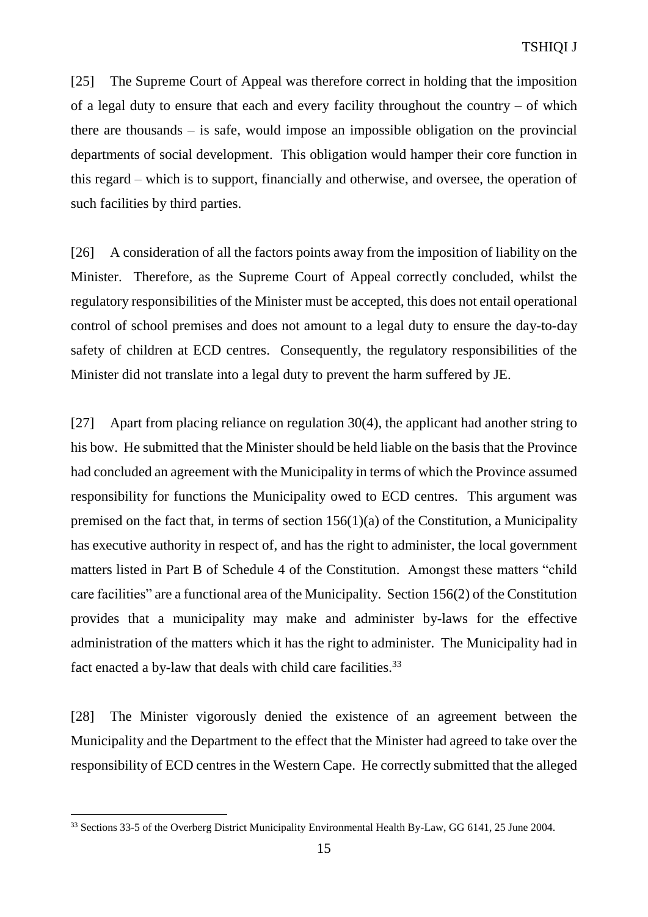[25] The Supreme Court of Appeal was therefore correct in holding that the imposition of a legal duty to ensure that each and every facility throughout the country – of which there are thousands – is safe, would impose an impossible obligation on the provincial departments of social development. This obligation would hamper their core function in this regard – which is to support, financially and otherwise, and oversee, the operation of such facilities by third parties.

[26] A consideration of all the factors points away from the imposition of liability on the Minister. Therefore, as the Supreme Court of Appeal correctly concluded, whilst the regulatory responsibilities of the Minister must be accepted, this does not entail operational control of school premises and does not amount to a legal duty to ensure the day-to-day safety of children at ECD centres. Consequently, the regulatory responsibilities of the Minister did not translate into a legal duty to prevent the harm suffered by JE.

[27] Apart from placing reliance on regulation 30(4), the applicant had another string to his bow. He submitted that the Minister should be held liable on the basis that the Province had concluded an agreement with the Municipality in terms of which the Province assumed responsibility for functions the Municipality owed to ECD centres. This argument was premised on the fact that, in terms of section 156(1)(a) of the Constitution, a Municipality has executive authority in respect of, and has the right to administer, the local government matters listed in Part B of Schedule 4 of the Constitution. Amongst these matters "child care facilities" are a functional area of the Municipality. Section 156(2) of the Constitution provides that a municipality may make and administer by-laws for the effective administration of the matters which it has the right to administer. The Municipality had in fact enacted a by-law that deals with child care facilities.[33]

[28] The Minister vigorously denied the existence of an agreement between the Municipality and the Department to the effect that the Minister had agreed to take over the responsibility of ECD centres in the Western Cape. He correctly submitted that the alleged

---

[33] Sections 33-5 of the Overberg District Municipality Environmental Health By-Law, GG 6141, 25 June 2004.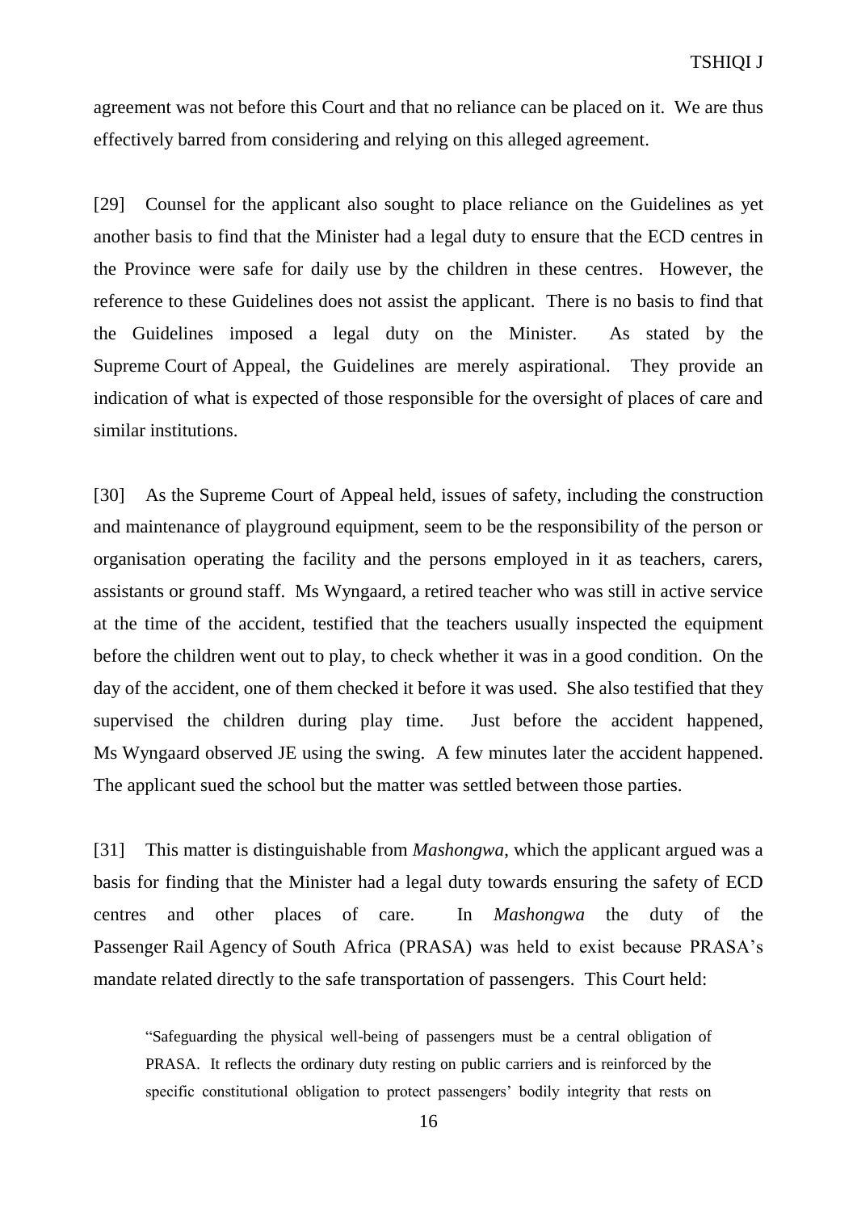agreement was not before this Court and that no reliance can be placed on it. We are thus effectively barred from considering and relying on this alleged agreement.

[29] Counsel for the applicant also sought to place reliance on the Guidelines as yet another basis to find that the Minister had a legal duty to ensure that the ECD centres in the Province were safe for daily use by the children in these centres. However, the reference to these Guidelines does not assist the applicant. There is no basis to find that the Guidelines imposed a legal duty on the Minister. As stated by the Supreme Court of Appeal, the Guidelines are merely aspirational. They provide an indication of what is expected of those responsible for the oversight of places of care and similar institutions.

[30] As the Supreme Court of Appeal held, issues of safety, including the construction and maintenance of playground equipment, seem to be the responsibility of the person or organisation operating the facility and the persons employed in it as teachers, carers, assistants or ground staff. Ms Wyngaard, a retired teacher who was still in active service at the time of the accident, testified that the teachers usually inspected the equipment before the children went out to play, to check whether it was in a good condition. On the day of the accident, one of them checked it before it was used. She also testified that they supervised the children during play time. Just before the accident happened, Ms Wyngaard observed JE using the swing. A few minutes later the accident happened. The applicant sued the school but the matter was settled between those parties.

[31] This matter is distinguishable from *Mashongwa*, which the applicant argued was a basis for finding that the Minister had a legal duty towards ensuring the safety of ECD centres and other places of care. In *Mashongwa* the duty of the Passenger Rail Agency of South Africa (PRASA) was held to exist because PRASA's mandate related directly to the safe transportation of passengers. This Court held:

> "Safeguarding the physical well-being of passengers must be a central obligation of PRASA. It reflects the ordinary duty resting on public carriers and is reinforced by the specific constitutional obligation to protect passengers' bodily integrity that rests on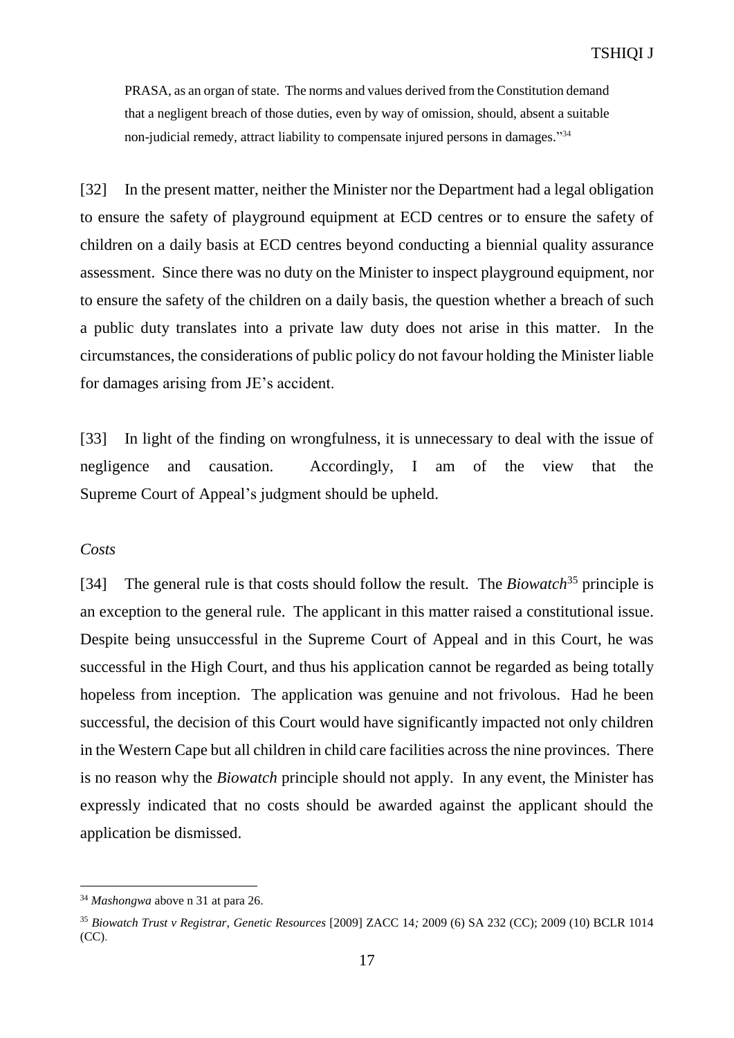PRASA, as an organ of state. The norms and values derived from the Constitution demand that a negligent breach of those duties, even by way of omission, should, absent a suitable non-judicial remedy, attract liability to compensate injured persons in damages."[34]

[32] In the present matter, neither the Minister nor the Department had a legal obligation to ensure the safety of playground equipment at ECD centres or to ensure the safety of children on a daily basis at ECD centres beyond conducting a biennial quality assurance assessment. Since there was no duty on the Minister to inspect playground equipment, nor to ensure the safety of the children on a daily basis, the question whether a breach of such a public duty translates into a private law duty does not arise in this matter. In the circumstances, the considerations of public policy do not favour holding the Minister liable for damages arising from JE's accident.

[33] In light of the finding on wrongfulness, it is unnecessary to deal with the issue of negligence and causation. Accordingly, I am of the view that the Supreme Court of Appeal's judgment should be upheld.

*Costs*

[34] The general rule is that costs should follow the result. The *Biowatch*[35] principle is an exception to the general rule. The applicant in this matter raised a constitutional issue. Despite being unsuccessful in the Supreme Court of Appeal and in this Court, he was successful in the High Court, and thus his application cannot be regarded as being totally hopeless from inception. The application was genuine and not frivolous. Had he been successful, the decision of this Court would have significantly impacted not only children in the Western Cape but all children in child care facilities across the nine provinces. There is no reason why the *Biowatch* principle should not apply. In any event, the Minister has expressly indicated that no costs should be awarded against the applicant should the application be dismissed.

---

[34] *Mashongwa* above n 31 at para 26.

[35] *Biowatch Trust v Registrar, Genetic Resources* [2009] ZACC 14; 2009 (6) SA 232 (CC); 2009 (10) BCLR 1014 (CC).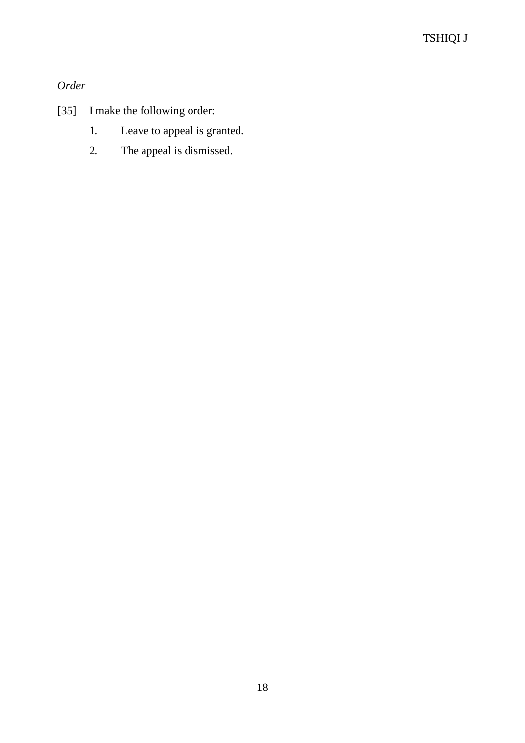*Order*

[35] I make the following order:

1. Leave to appeal is granted.
2. The appeal is dismissed.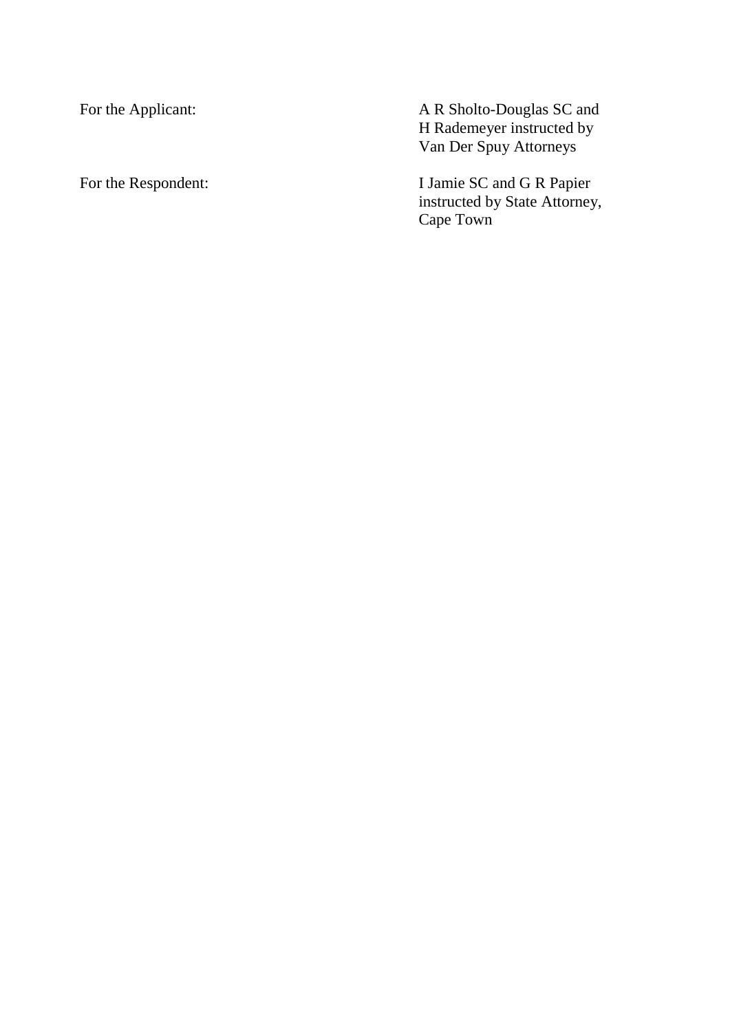| | |
|---|---|
| For the Applicant: | A R Sholto-Douglas SC and H Rademeyer instructed by Van Der Spuy Attorneys |
| For the Respondent: | I Jamie SC and G R Papier instructed by State Attorney, Cape Town |